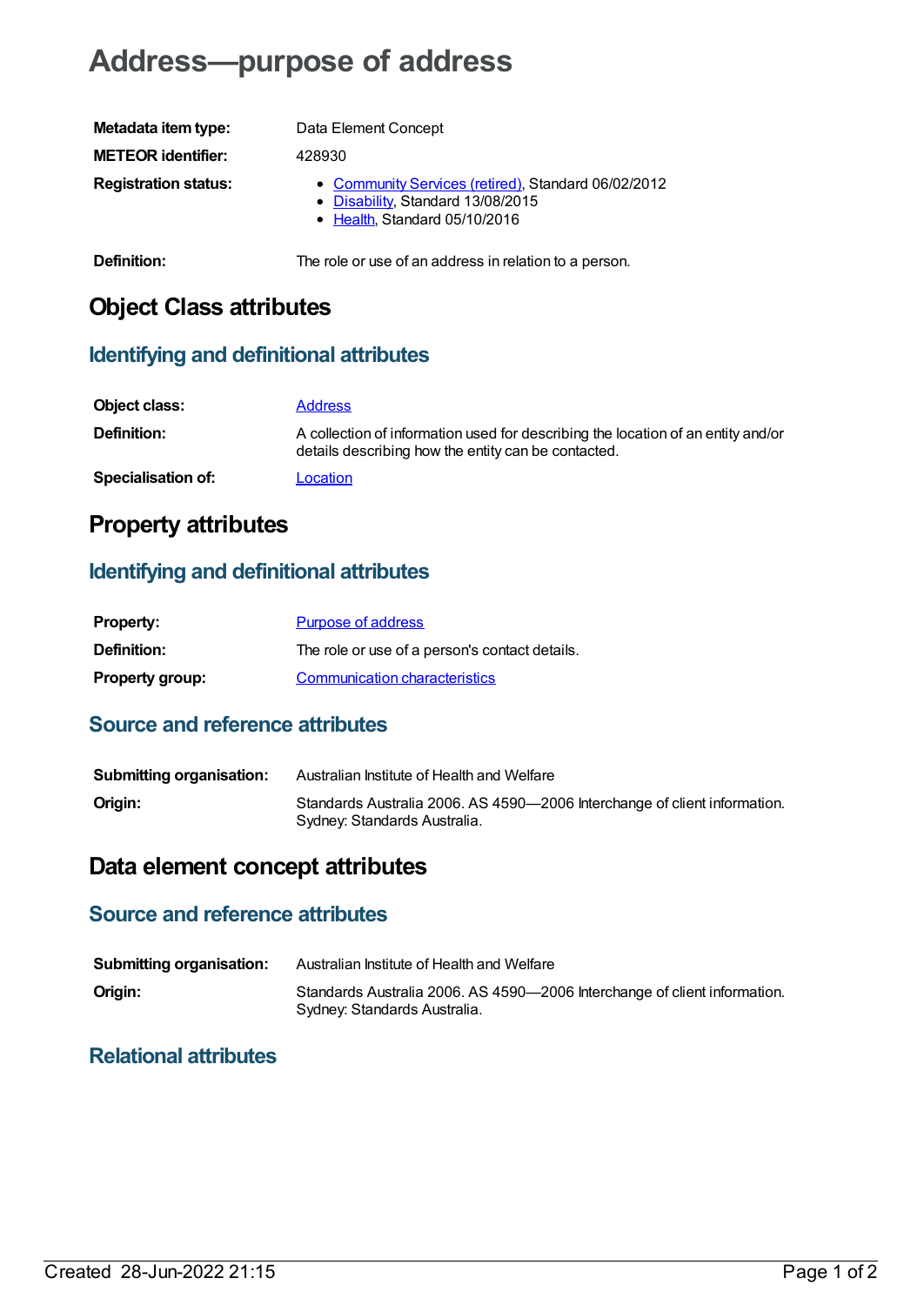# Address—purpose of address

| | |
|---|---|
| **Metadata item type:** | Data Element Concept |
| **METEOR identifier:** | 428930 |
| **Registration status:** | • Community Services (retired), Standard 06/02/2012<br>• Disability, Standard 13/08/2015<br>• Health, Standard 05/10/2016 |
| **Definition:** | The role or use of an address in relation to a person. |

## Object Class attributes

### Identifying and definitional attributes

| | |
|---|---|
| **Object class:** | Address |
| **Definition:** | A collection of information used for describing the location of an entity and/or details describing how the entity can be contacted. |
| **Specialisation of:** | Location |

## Property attributes

### Identifying and definitional attributes

| | |
|---|---|
| **Property:** | Purpose of address |
| **Definition:** | The role or use of a person's contact details. |
| **Property group:** | Communication characteristics |

### Source and reference attributes

| | |
|---|---|
| **Submitting organisation:** | Australian Institute of Health and Welfare |
| **Origin:** | Standards Australia 2006. AS 4590—2006 Interchange of client information. Sydney: Standards Australia. |

## Data element concept attributes

### Source and reference attributes

| | |
|---|---|
| **Submitting organisation:** | Australian Institute of Health and Welfare |
| **Origin:** | Standards Australia 2006. AS 4590—2006 Interchange of client information. Sydney: Standards Australia. |

### Relational attributes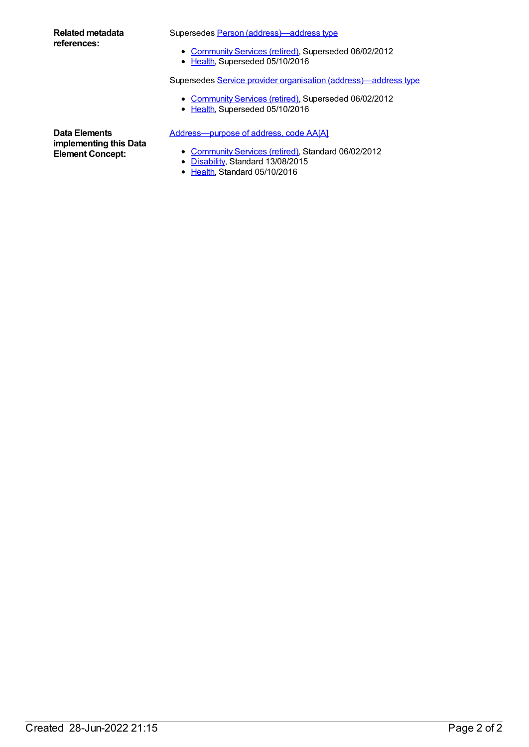**Related metadata references:**

Supersedes Person (address)—address type

- Community Services (retired), Superseded 06/02/2012
- Health, Superseded 05/10/2016

Supersedes Service provider organisation (address)—address type

- Community Services (retired), Superseded 06/02/2012
- Health, Superseded 05/10/2016

**Data Elements implementing this Data Element Concept:**

Address—purpose of address, code AA[A]

- Community Services (retired), Standard 06/02/2012
- Disability, Standard 13/08/2015
- Health, Standard 05/10/2016